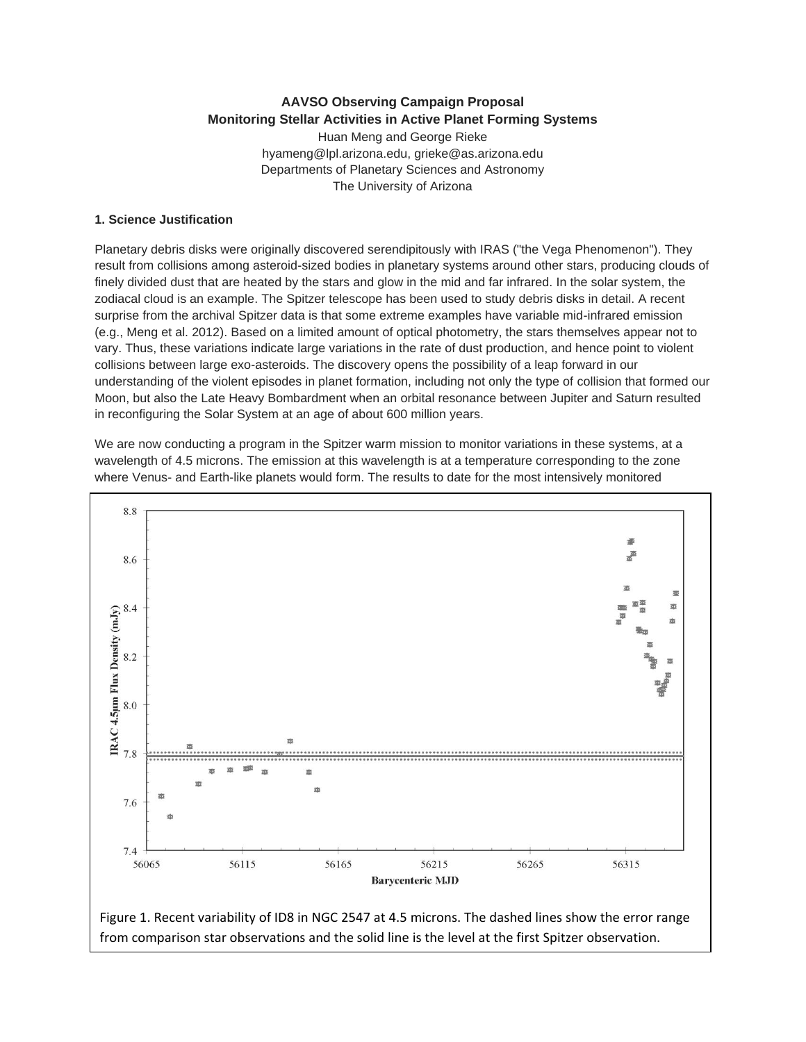**AAVSO Observing Campaign Proposal**
**Monitoring Stellar Activities in Active Planet Forming Systems**

Huan Meng and George Rieke
hyameng@lpl.arizona.edu, grieke@as.arizona.edu
Departments of Planetary Sciences and Astronomy
The University of Arizona

### 1. Science Justification

Planetary debris disks were originally discovered serendipitously with IRAS ("the Vega Phenomenon"). They result from collisions among asteroid-sized bodies in planetary systems around other stars, producing clouds of finely divided dust that are heated by the stars and glow in the mid and far infrared. In the solar system, the zodiacal cloud is an example. The Spitzer telescope has been used to study debris disks in detail. A recent surprise from the archival Spitzer data is that some extreme examples have variable mid-infrared emission (e.g., Meng et al. 2012). Based on a limited amount of optical photometry, the stars themselves appear not to vary. Thus, these variations indicate large variations in the rate of dust production, and hence point to violent collisions between large exo-asteroids. The discovery opens the possibility of a leap forward in our understanding of the violent episodes in planet formation, including not only the type of collision that formed our Moon, but also the Late Heavy Bombardment when an orbital resonance between Jupiter and Saturn resulted in reconfiguring the Solar System at an age of about 600 million years.

We are now conducting a program in the Spitzer warm mission to monitor variations in these systems, at a wavelength of 4.5 microns. The emission at this wavelength is at a temperature corresponding to the zone where Venus- and Earth-like planets would form. The results to date for the most intensively monitored

Figure 1. Recent variability of ID8 in NGC 2547 at 4.5 microns. The dashed lines show the error range from comparison star observations and the solid line is the level at the first Spitzer observation.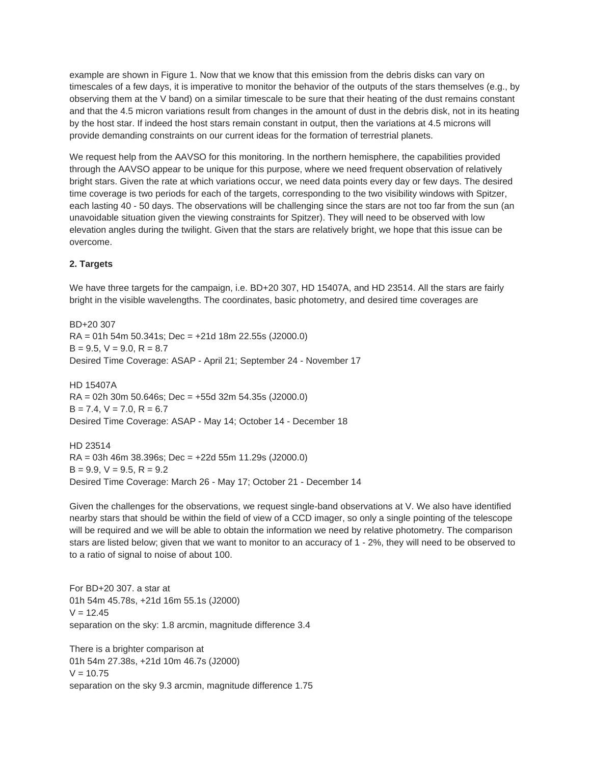example are shown in Figure 1. Now that we know that this emission from the debris disks can vary on timescales of a few days, it is imperative to monitor the behavior of the outputs of the stars themselves (e.g., by observing them at the V band) on a similar timescale to be sure that their heating of the dust remains constant and that the 4.5 micron variations result from changes in the amount of dust in the debris disk, not in its heating by the host star. If indeed the host stars remain constant in output, then the variations at 4.5 microns will provide demanding constraints on our current ideas for the formation of terrestrial planets.

We request help from the AAVSO for this monitoring. In the northern hemisphere, the capabilities provided through the AAVSO appear to be unique for this purpose, where we need frequent observation of relatively bright stars. Given the rate at which variations occur, we need data points every day or few days. The desired time coverage is two periods for each of the targets, corresponding to the two visibility windows with Spitzer, each lasting 40 - 50 days. The observations will be challenging since the stars are not too far from the sun (an unavoidable situation given the viewing constraints for Spitzer). They will need to be observed with low elevation angles during the twilight. Given that the stars are relatively bright, we hope that this issue can be overcome.

**2. Targets**

We have three targets for the campaign, i.e. BD+20 307, HD 15407A, and HD 23514. All the stars are fairly bright in the visible wavelengths. The coordinates, basic photometry, and desired time coverages are

BD+20 307
RA = 01h 54m 50.341s; Dec = +21d 18m 22.55s (J2000.0)
B = 9.5, V = 9.0, R = 8.7
Desired Time Coverage: ASAP - April 21; September 24 - November 17

HD 15407A
RA = 02h 30m 50.646s; Dec = +55d 32m 54.35s (J2000.0)
B = 7.4, V = 7.0, R = 6.7
Desired Time Coverage: ASAP - May 14; October 14 - December 18

HD 23514
RA = 03h 46m 38.396s; Dec = +22d 55m 11.29s (J2000.0)
B = 9.9, V = 9.5, R = 9.2
Desired Time Coverage: March 26 - May 17; October 21 - December 14

Given the challenges for the observations, we request single-band observations at V. We also have identified nearby stars that should be within the field of view of a CCD imager, so only a single pointing of the telescope will be required and we will be able to obtain the information we need by relative photometry. The comparison stars are listed below; given that we want to monitor to an accuracy of 1 - 2%, they will need to be observed to to a ratio of signal to noise of about 100.

For BD+20 307. a star at
01h 54m 45.78s, +21d 16m 55.1s (J2000)
V = 12.45
separation on the sky: 1.8 arcmin, magnitude difference 3.4

There is a brighter comparison at
01h 54m 27.38s, +21d 10m 46.7s (J2000)
V = 10.75
separation on the sky 9.3 arcmin, magnitude difference 1.75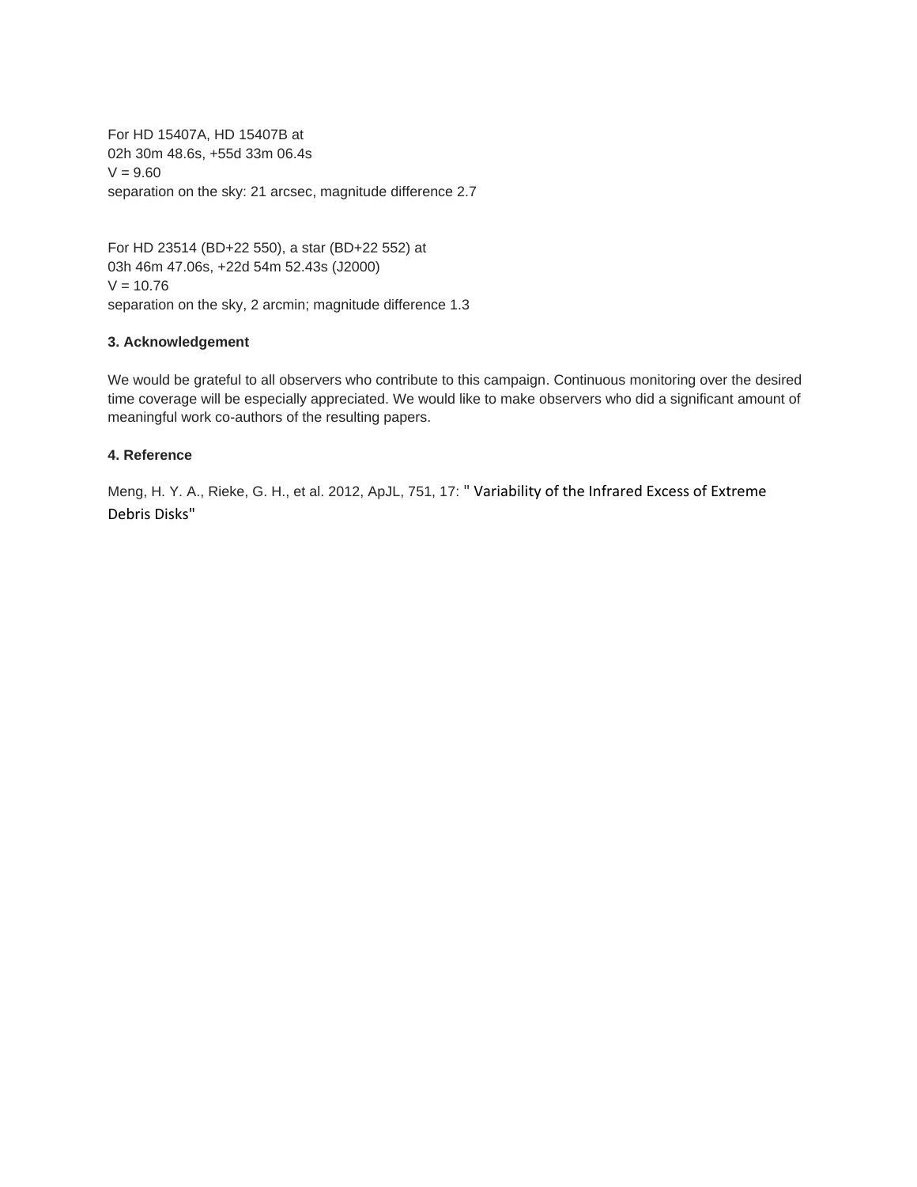For HD 15407A, HD 15407B at
02h 30m 48.6s, +55d 33m 06.4s
V = 9.60
separation on the sky: 21 arcsec, magnitude difference 2.7

For HD 23514 (BD+22 550), a star (BD+22 552) at
03h 46m 47.06s, +22d 54m 52.43s (J2000)
V = 10.76
separation on the sky, 2 arcmin; magnitude difference 1.3

**3. Acknowledgement**

We would be grateful to all observers who contribute to this campaign. Continuous monitoring over the desired time coverage will be especially appreciated. We would like to make observers who did a significant amount of meaningful work co-authors of the resulting papers.

**4. Reference**

Meng, H. Y. A., Rieke, G. H., et al. 2012, ApJL, 751, 17: " Variability of the Infrared Excess of Extreme Debris Disks"